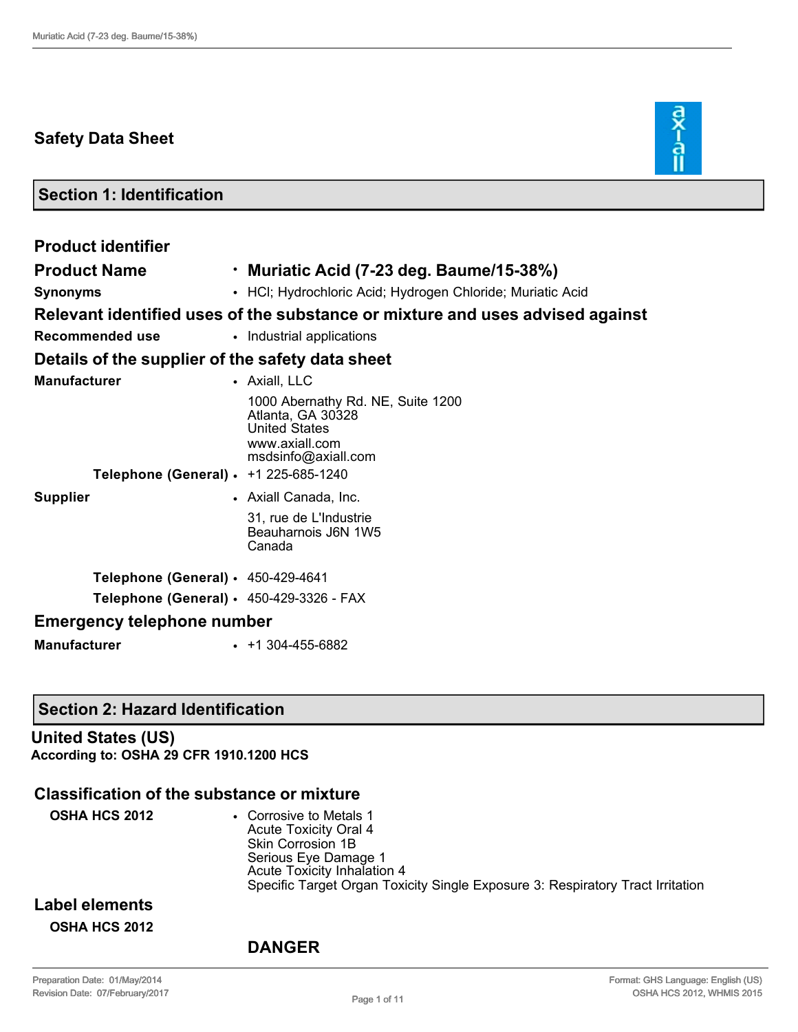# Safety Data Sheet

## Section 1: Identification

### Product identifier

**Product Name** • **Muriatic Acid (7-23 deg. Baume/15-38%)**

**Synonyms** • HCl; Hydrochloric Acid; Hydrogen Chloride; Muriatic Acid

### Relevant identified uses of the substance or mixture and uses advised against

**Recommended use** • Industrial applications

### Details of the supplier of the safety data sheet

**Manufacturer** • Axiall, LLC

1000 Abernathy Rd. NE, Suite 1200
Atlanta, GA 30328
United States
www.axiall.com
msdsinfo@axiall.com

**Telephone (General)** • +1 225-685-1240

**Supplier** • Axiall Canada, Inc.

31, rue de L'Industrie
Beauharnois J6N 1W5
Canada

**Telephone (General)** • 450-429-4641

**Telephone (General)** • 450-429-3326 - FAX

### Emergency telephone number

**Manufacturer** • +1 304-455-6882

## Section 2: Hazard Identification

### United States (US)

**According to: OSHA 29 CFR 1910.1200 HCS**

### Classification of the substance or mixture

**OSHA HCS 2012** • Corrosive to Metals 1
Acute Toxicity Oral 4
Skin Corrosion 1B
Serious Eye Damage 1
Acute Toxicity Inhalation 4
Specific Target Organ Toxicity Single Exposure 3: Respiratory Tract Irritation

### Label elements

**OSHA HCS 2012**

**DANGER**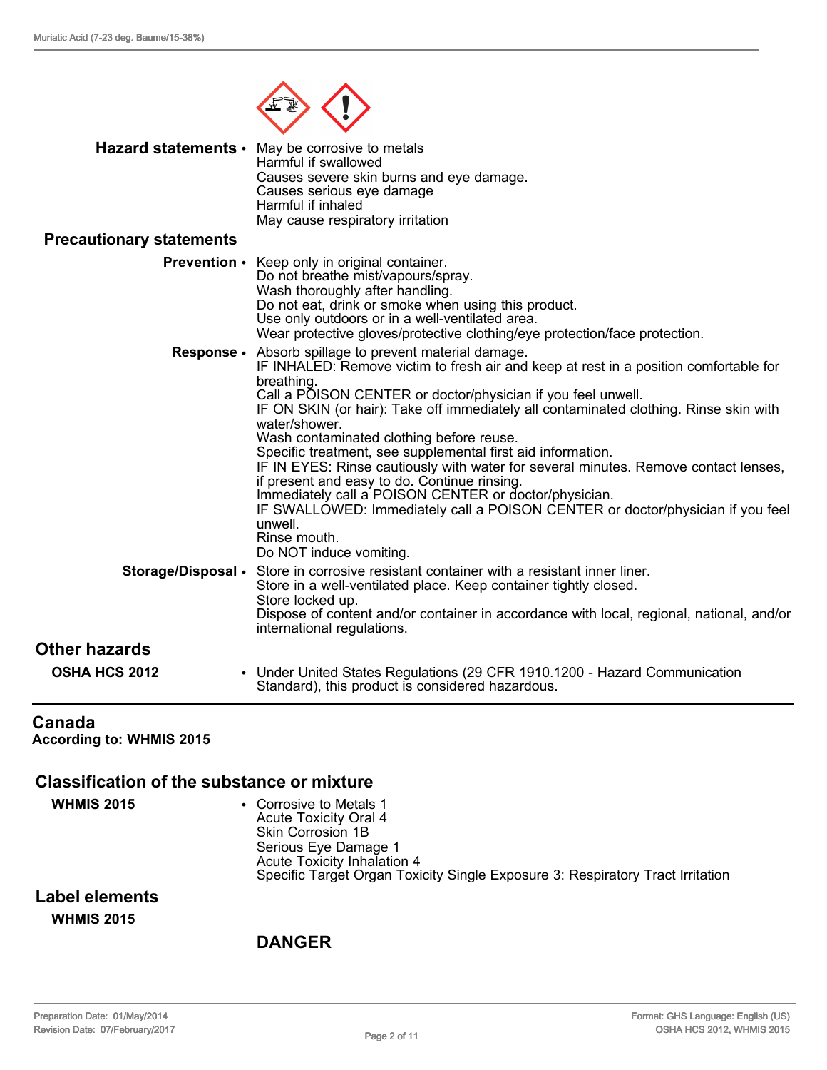**Hazard statements**
- May be corrosive to metals
  Harmful if swallowed
  Causes severe skin burns and eye damage.
  Causes serious eye damage
  Harmful if inhaled
  May cause respiratory irritation

**Precautionary statements**

**Prevention**
- Keep only in original container.
  Do not breathe mist/vapours/spray.
  Wash thoroughly after handling.
  Do not eat, drink or smoke when using this product.
  Use only outdoors or in a well-ventilated area.
  Wear protective gloves/protective clothing/eye protection/face protection.

**Response**
- Absorb spillage to prevent material damage.
  IF INHALED: Remove victim to fresh air and keep at rest in a position comfortable for breathing.
  Call a POISON CENTER or doctor/physician if you feel unwell.
  IF ON SKIN (or hair): Take off immediately all contaminated clothing. Rinse skin with water/shower.
  Wash contaminated clothing before reuse.
  Specific treatment, see supplemental first aid information.
  IF IN EYES: Rinse cautiously with water for several minutes. Remove contact lenses, if present and easy to do. Continue rinsing.
  Immediately call a POISON CENTER or doctor/physician.
  IF SWALLOWED: Immediately call a POISON CENTER or doctor/physician if you feel unwell.
  Rinse mouth.
  Do NOT induce vomiting.

**Storage/Disposal**
- Store in corrosive resistant container with a resistant inner liner.
  Store in a well-ventilated place. Keep container tightly closed.
  Store locked up.
  Dispose of content and/or container in accordance with local, regional, national, and/or international regulations.

## Other hazards

**OSHA HCS 2012**
- Under United States Regulations (29 CFR 1910.1200 - Hazard Communication Standard), this product is considered hazardous.

---

## Canada
**According to: WHMIS 2015**

## Classification of the substance or mixture

**WHMIS 2015**
- Corrosive to Metals 1
  Acute Toxicity Oral 4
  Skin Corrosion 1B
  Serious Eye Damage 1
  Acute Toxicity Inhalation 4
  Specific Target Organ Toxicity Single Exposure 3: Respiratory Tract Irritation

## Label elements

**WHMIS 2015**

**DANGER**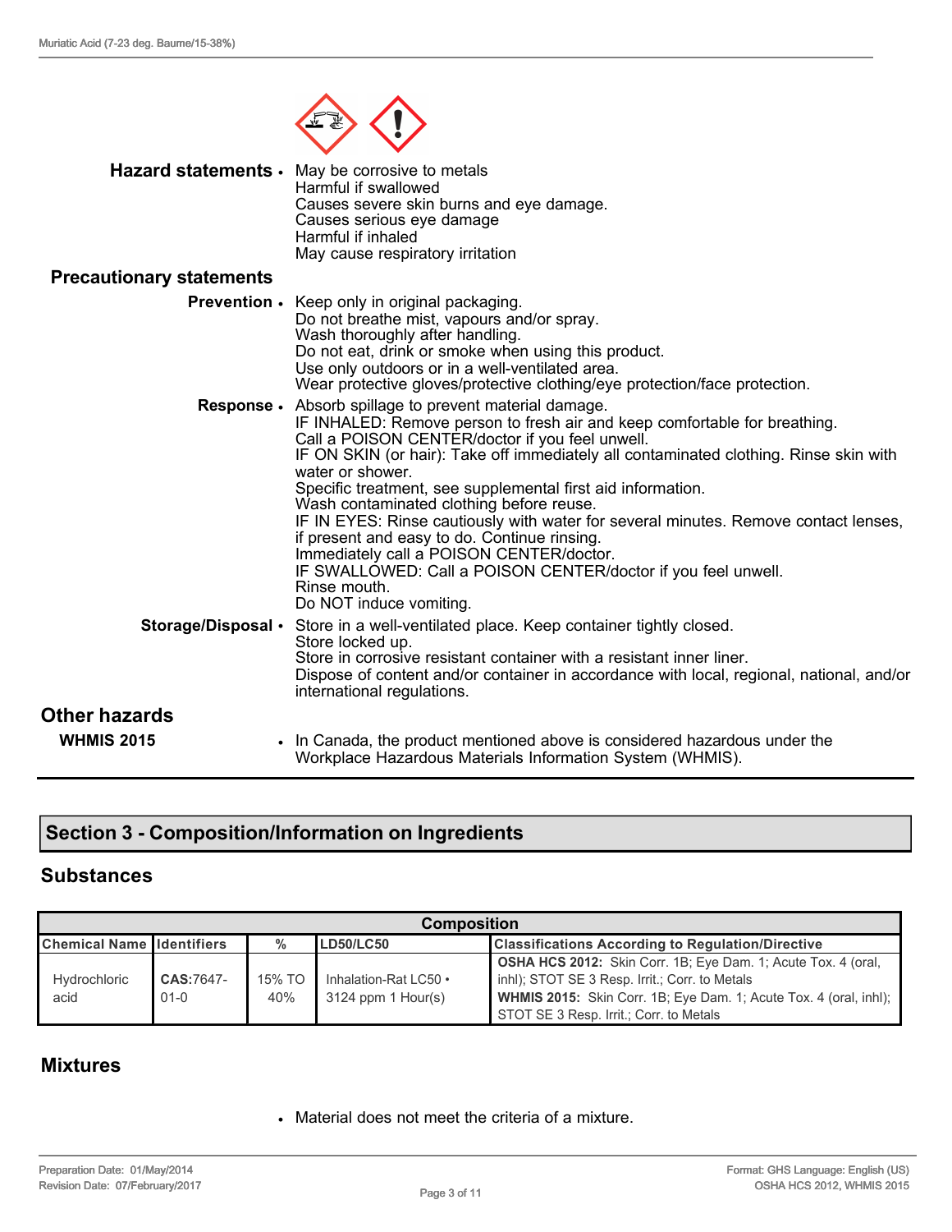**Hazard statements**
- May be corrosive to metals
  Harmful if swallowed
  Causes severe skin burns and eye damage.
  Causes serious eye damage
  Harmful if inhaled
  May cause respiratory irritation

**Precautionary statements**

**Prevention**
- Keep only in original packaging.
  Do not breathe mist, vapours and/or spray.
  Wash thoroughly after handling.
  Do not eat, drink or smoke when using this product.
  Use only outdoors or in a well-ventilated area.
  Wear protective gloves/protective clothing/eye protection/face protection.

**Response**
- Absorb spillage to prevent material damage.
  IF INHALED: Remove person to fresh air and keep comfortable for breathing.
  Call a POISON CENTER/doctor if you feel unwell.
  IF ON SKIN (or hair): Take off immediately all contaminated clothing. Rinse skin with water or shower.
  Specific treatment, see supplemental first aid information.
  Wash contaminated clothing before reuse.
  IF IN EYES: Rinse cautiously with water for several minutes. Remove contact lenses, if present and easy to do. Continue rinsing.
  Immediately call a POISON CENTER/doctor.
  IF SWALLOWED: Call a POISON CENTER/doctor if you feel unwell.
  Rinse mouth.
  Do NOT induce vomiting.

**Storage/Disposal**
- Store in a well-ventilated place. Keep container tightly closed.
  Store locked up.
  Store in corrosive resistant container with a resistant inner liner.
  Dispose of content and/or container in accordance with local, regional, national, and/or international regulations.

## Other hazards

**WHMIS 2015**
- In Canada, the product mentioned above is considered hazardous under the Workplace Hazardous Materials Information System (WHMIS).

## Section 3 - Composition/Information on Ingredients

### Substances

| Composition | | | | |
|---|---|---|---|---|
| **Chemical Name** | **Identifiers** | **%** | **LD50/LC50** | **Classifications According to Regulation/Directive** |
| Hydrochloric acid | **CAS:**7647-01-0 | 15% TO 40% | Inhalation-Rat LC50 • 3124 ppm 1 Hour(s) | **OSHA HCS 2012:** Skin Corr. 1B; Eye Dam. 1; Acute Tox. 4 (oral, inhl); STOT SE 3 Resp. Irrit.; Corr. to Metals<br>**WHMIS 2015:** Skin Corr. 1B; Eye Dam. 1; Acute Tox. 4 (oral, inhl); STOT SE 3 Resp. Irrit.; Corr. to Metals |

### Mixtures

- Material does not meet the criteria of a mixture.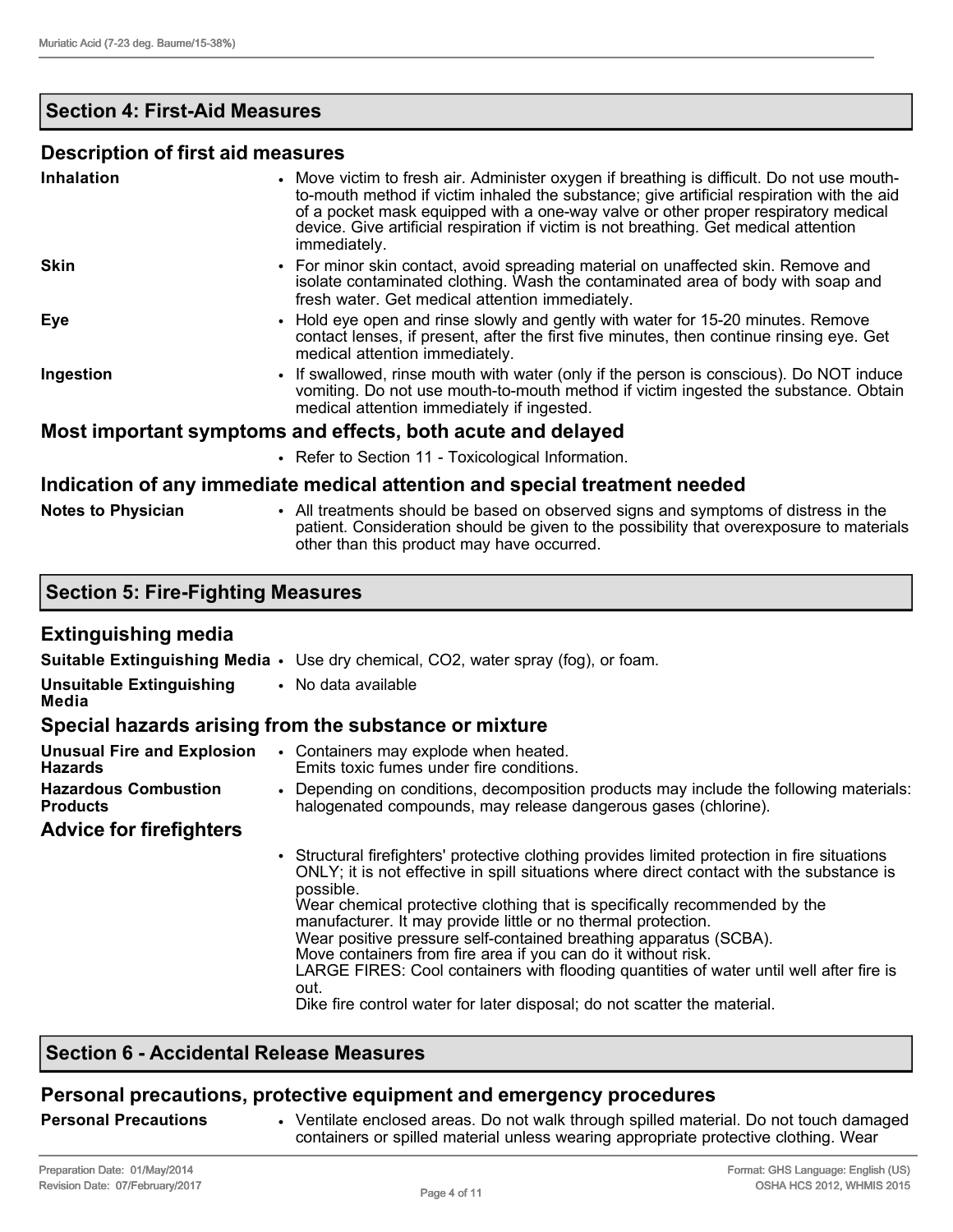## Section 4: First-Aid Measures

### Description of first aid measures

| | |
|---|---|
| **Inhalation** | • Move victim to fresh air. Administer oxygen if breathing is difficult. Do not use mouth-to-mouth method if victim inhaled the substance; give artificial respiration with the aid of a pocket mask equipped with a one-way valve or other proper respiratory medical device. Give artificial respiration if victim is not breathing. Get medical attention immediately. |
| **Skin** | • For minor skin contact, avoid spreading material on unaffected skin. Remove and isolate contaminated clothing. Wash the contaminated area of body with soap and fresh water. Get medical attention immediately. |
| **Eye** | • Hold eye open and rinse slowly and gently with water for 15-20 minutes. Remove contact lenses, if present, after the first five minutes, then continue rinsing eye. Get medical attention immediately. |
| **Ingestion** | • If swallowed, rinse mouth with water (only if the person is conscious). Do NOT induce vomiting. Do not use mouth-to-mouth method if victim ingested the substance. Obtain medical attention immediately if ingested. |

### Most important symptoms and effects, both acute and delayed

• Refer to Section 11 - Toxicological Information.

### Indication of any immediate medical attention and special treatment needed

| | |
|---|---|
| **Notes to Physician** | • All treatments should be based on observed signs and symptoms of distress in the patient. Consideration should be given to the possibility that overexposure to materials other than this product may have occurred. |

## Section 5: Fire-Fighting Measures

### Extinguishing media

| | |
|---|---|
| **Suitable Extinguishing Media** | • Use dry chemical, $CO_2$, water spray (fog), or foam. |
| **Unsuitable Extinguishing Media** | • No data available |

### Special hazards arising from the substance or mixture

| | |
|---|---|
| **Unusual Fire and Explosion Hazards** | • Containers may explode when heated. Emits toxic fumes under fire conditions. |
| **Hazardous Combustion Products** | • Depending on conditions, decomposition products may include the following materials: halogenated compounds, may release dangerous gases (chlorine). |

### Advice for firefighters

• Structural firefighters' protective clothing provides limited protection in fire situations ONLY; it is not effective in spill situations where direct contact with the substance is possible.
Wear chemical protective clothing that is specifically recommended by the manufacturer. It may provide little or no thermal protection.
Wear positive pressure self-contained breathing apparatus (SCBA).
Move containers from fire area if you can do it without risk.
LARGE FIRES: Cool containers with flooding quantities of water until well after fire is out.
Dike fire control water for later disposal; do not scatter the material.

## Section 6 - Accidental Release Measures

### Personal precautions, protective equipment and emergency procedures

| | |
|---|---|
| **Personal Precautions** | • Ventilate enclosed areas. Do not walk through spilled material. Do not touch damaged containers or spilled material unless wearing appropriate protective clothing. Wear |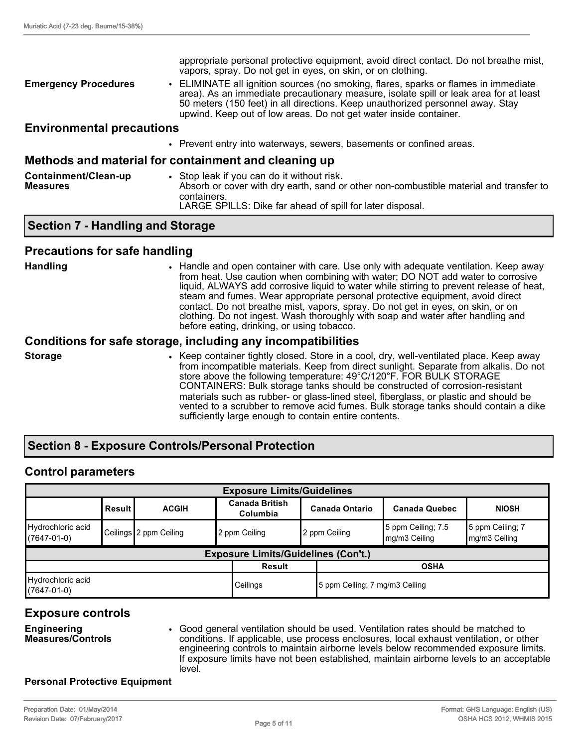appropriate personal protective equipment, avoid direct contact. Do not breathe mist, vapors, spray. Do not get in eyes, on skin, or on clothing.

**Emergency Procedures**

- ELIMINATE all ignition sources (no smoking, flares, sparks or flames in immediate area). As an immediate precautionary measure, isolate spill or leak area for at least 50 meters (150 feet) in all directions. Keep unauthorized personnel away. Stay upwind. Keep out of low areas. Do not get water inside container.

### Environmental precautions

- Prevent entry into waterways, sewers, basements or confined areas.

### Methods and material for containment and cleaning up

**Containment/Clean-up Measures**

- Stop leak if you can do it without risk.
  Absorb or cover with dry earth, sand or other non-combustible material and transfer to containers.
  LARGE SPILLS: Dike far ahead of spill for later disposal.

## Section 7 - Handling and Storage

### Precautions for safe handling

**Handling**

- Handle and open container with care. Use only with adequate ventilation. Keep away from heat. Use caution when combining with water; DO NOT add water to corrosive liquid, ALWAYS add corrosive liquid to water while stirring to prevent release of heat, steam and fumes. Wear appropriate personal protective equipment, avoid direct contact. Do not breathe mist, vapors, spray. Do not get in eyes, on skin, or on clothing. Do not ingest. Wash thoroughly with soap and water after handling and before eating, drinking, or using tobacco.

### Conditions for safe storage, including any incompatibilities

**Storage**

- Keep container tightly closed. Store in a cool, dry, well-ventilated place. Keep away from incompatible materials. Keep from direct sunlight. Separate from alkalis. Do not store above the following temperature: 49°C/120°F. FOR BULK STORAGE CONTAINERS: Bulk storage tanks should be constructed of corrosion-resistant materials such as rubber- or glass-lined steel, fiberglass, or plastic and should be vented to a scrubber to remove acid fumes. Bulk storage tanks should contain a dike sufficiently large enough to contain entire contents.

## Section 8 - Exposure Controls/Personal Protection

### Control parameters

**Exposure Limits/Guidelines**

| | Result | ACGIH | Canada British Columbia | Canada Ontario | Canada Quebec | NIOSH |
|---|---|---|---|---|---|---|
| Hydrochloric acid (7647-01-0) | Ceilings | 2 ppm Ceiling | 2 ppm Ceiling | 2 ppm Ceiling | 5 ppm Ceiling; 7.5 mg/m3 Ceiling | 5 ppm Ceiling; 7 mg/m3 Ceiling |

**Exposure Limits/Guidelines (Con't.)**

| | Result | OSHA |
|---|---|---|
| Hydrochloric acid (7647-01-0) | Ceilings | 5 ppm Ceiling; 7 mg/m3 Ceiling |

### Exposure controls

**Engineering Measures/Controls**

- Good general ventilation should be used. Ventilation rates should be matched to conditions. If applicable, use process enclosures, local exhaust ventilation, or other engineering controls to maintain airborne levels below recommended exposure limits. If exposure limits have not been established, maintain airborne levels to an acceptable level.

**Personal Protective Equipment**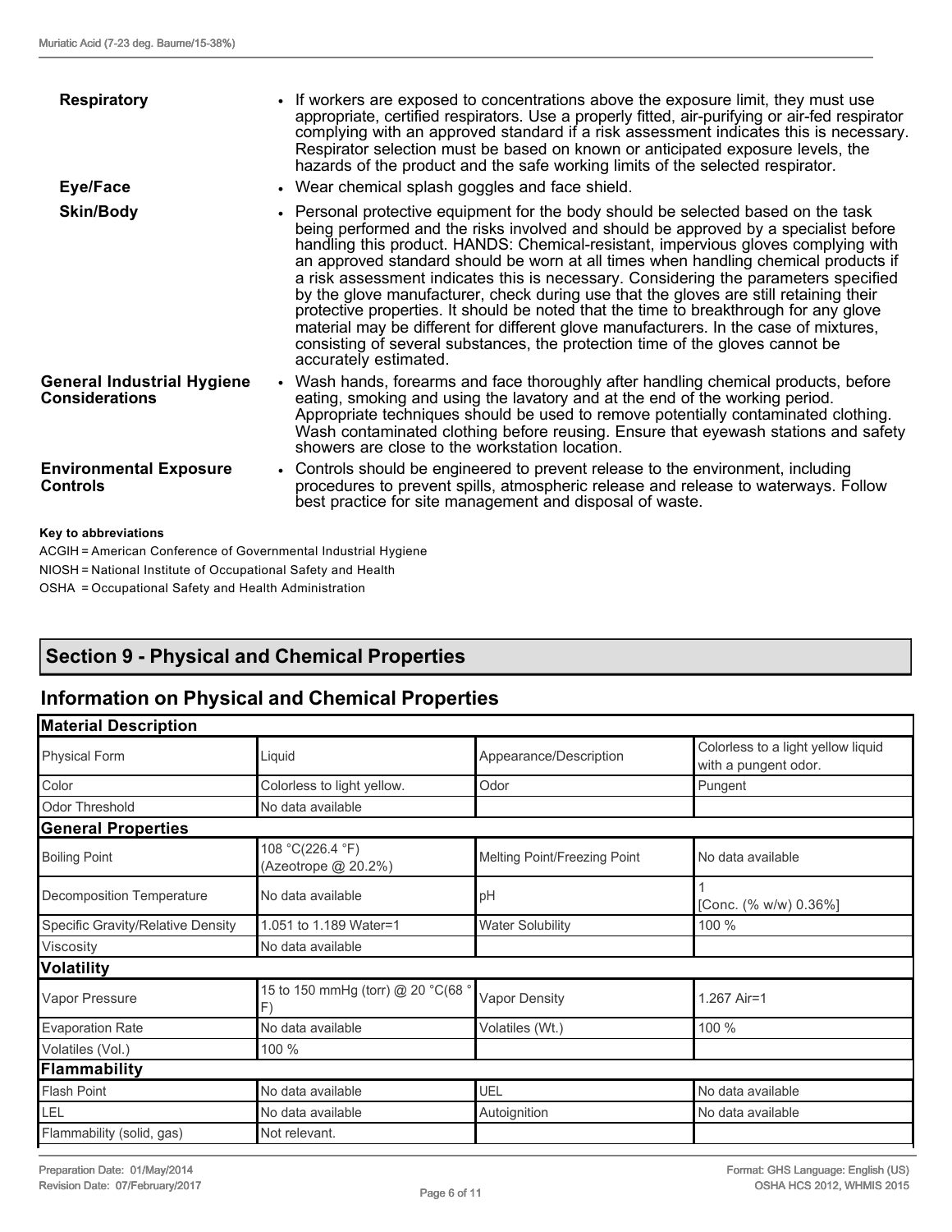| | |
|---|---|
| **Respiratory** | • If workers are exposed to concentrations above the exposure limit, they must use appropriate, certified respirators. Use a properly fitted, air-purifying or air-fed respirator complying with an approved standard if a risk assessment indicates this is necessary. Respirator selection must be based on known or anticipated exposure levels, the hazards of the product and the safe working limits of the selected respirator. |
| **Eye/Face** | • Wear chemical splash goggles and face shield. |
| **Skin/Body** | • Personal protective equipment for the body should be selected based on the task being performed and the risks involved and should be approved by a specialist before handling this product. HANDS: Chemical-resistant, impervious gloves complying with an approved standard should be worn at all times when handling chemical products if a risk assessment indicates this is necessary. Considering the parameters specified by the glove manufacturer, check during use that the gloves are still retaining their protective properties. It should be noted that the time to breakthrough for any glove material may be different for different glove manufacturers. In the case of mixtures, consisting of several substances, the protection time of the gloves cannot be accurately estimated. |
| **General Industrial Hygiene Considerations** | • Wash hands, forearms and face thoroughly after handling chemical products, before eating, smoking and using the lavatory and at the end of the working period. Appropriate techniques should be used to remove potentially contaminated clothing. Wash contaminated clothing before reusing. Ensure that eyewash stations and safety showers are close to the workstation location. |
| **Environmental Exposure Controls** | • Controls should be engineered to prevent release to the environment, including procedures to prevent spills, atmospheric release and release to waterways. Follow best practice for site management and disposal of waste. |

**Key to abbreviations**

ACGIH = American Conference of Governmental Industrial Hygiene

NIOSH = National Institute of Occupational Safety and Health

OSHA = Occupational Safety and Health Administration

## Section 9 - Physical and Chemical Properties

### Information on Physical and Chemical Properties

| **Material Description** | | | |
|---|---|---|---|
| Physical Form | Liquid | Appearance/Description | Colorless to a light yellow liquid with a pungent odor. |
| Color | Colorless to light yellow. | Odor | Pungent |
| Odor Threshold | No data available | | |
| **General Properties** | | | |
| Boiling Point | 108 °C(226.4 °F) (Azeotrope @ 20.2%) | Melting Point/Freezing Point | No data available |
| Decomposition Temperature | No data available | pH | 1 [Conc. (% w/w) 0.36%] |
| Specific Gravity/Relative Density | 1.051 to 1.189 Water=1 | Water Solubility | 100 % |
| Viscosity | No data available | | |
| **Volatility** | | | |
| Vapor Pressure | 15 to 150 mmHg (torr) @ 20 °C(68 °F) | Vapor Density | 1.267 Air=1 |
| Evaporation Rate | No data available | Volatiles (Wt.) | 100 % |
| Volatiles (Vol.) | 100 % | | |
| **Flammability** | | | |
| Flash Point | No data available | UEL | No data available |
| LEL | No data available | Autoignition | No data available |
| Flammability (solid, gas) | Not relevant. | | |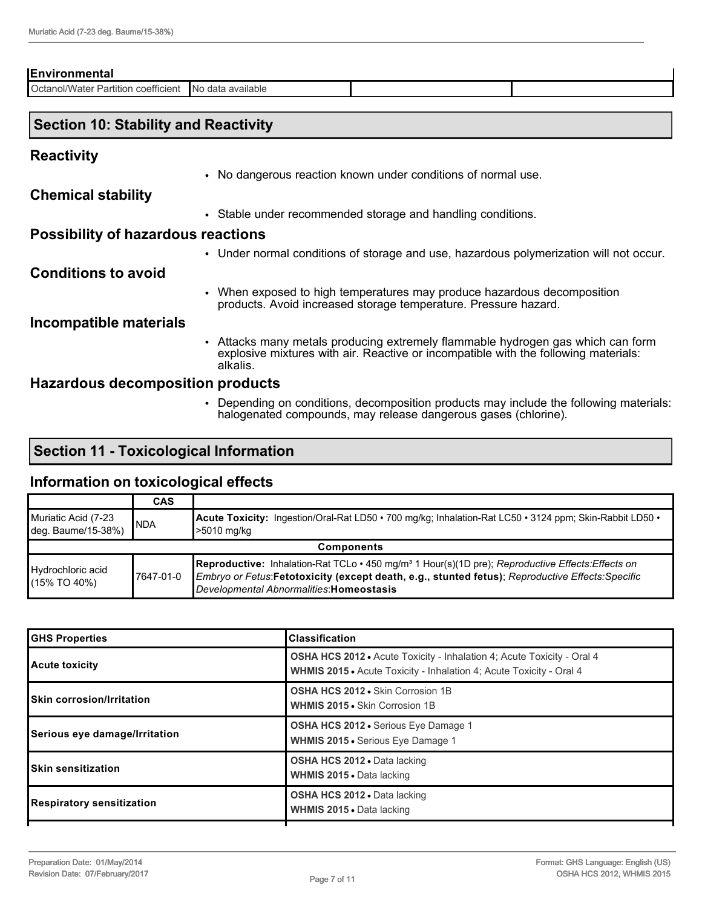| Environmental | | | |
|---|---|---|---|
| Octanol/Water Partition coefficient | No data available | | |

## Section 10: Stability and Reactivity

### Reactivity

- No dangerous reaction known under conditions of normal use.

### Chemical stability

- Stable under recommended storage and handling conditions.

### Possibility of hazardous reactions

- Under normal conditions of storage and use, hazardous polymerization will not occur.

### Conditions to avoid

- When exposed to high temperatures may produce hazardous decomposition products. Avoid increased storage temperature. Pressure hazard.

### Incompatible materials

- Attacks many metals producing extremely flammable hydrogen gas which can form explosive mixtures with air. Reactive or incompatible with the following materials: alkalis.

### Hazardous decomposition products

- Depending on conditions, decomposition products may include the following materials: halogenated compounds, may release dangerous gases (chlorine).

## Section 11 - Toxicological Information

### Information on toxicological effects

| | CAS | |
|---|---|---|
| Muriatic Acid (7-23 deg. Baume/15-38%) | NDA | **Acute Toxicity:** Ingestion/Oral-Rat LD50 • 700 mg/kg; Inhalation-Rat LC50 • 3124 ppm; Skin-Rabbit LD50 • >5010 mg/kg |
| **Components** | | |
| Hydrochloric acid (15% TO 40%) | 7647-01-0 | **Reproductive:** Inhalation-Rat TCLo • 450 mg/m³ 1 Hour(s)(1D pre); *Reproductive Effects:Effects on Embryo or Fetus*:**Fetotoxicity (except death, e.g., stunted fetus)**; *Reproductive Effects:Specific Developmental Abnormalities*:**Homeostasis** |

| GHS Properties | Classification |
|---|---|
| **Acute toxicity** | **OSHA HCS 2012** • Acute Toxicity - Inhalation 4; Acute Toxicity - Oral 4<br>**WHMIS 2015** • Acute Toxicity - Inhalation 4; Acute Toxicity - Oral 4 |
| **Skin corrosion/Irritation** | **OSHA HCS 2012** • Skin Corrosion 1B<br>**WHMIS 2015** • Skin Corrosion 1B |
| **Serious eye damage/Irritation** | **OSHA HCS 2012** • Serious Eye Damage 1<br>**WHMIS 2015** • Serious Eye Damage 1 |
| **Skin sensitization** | **OSHA HCS 2012** • Data lacking<br>**WHMIS 2015** • Data lacking |
| **Respiratory sensitization** | **OSHA HCS 2012** • Data lacking<br>**WHMIS 2015** • Data lacking |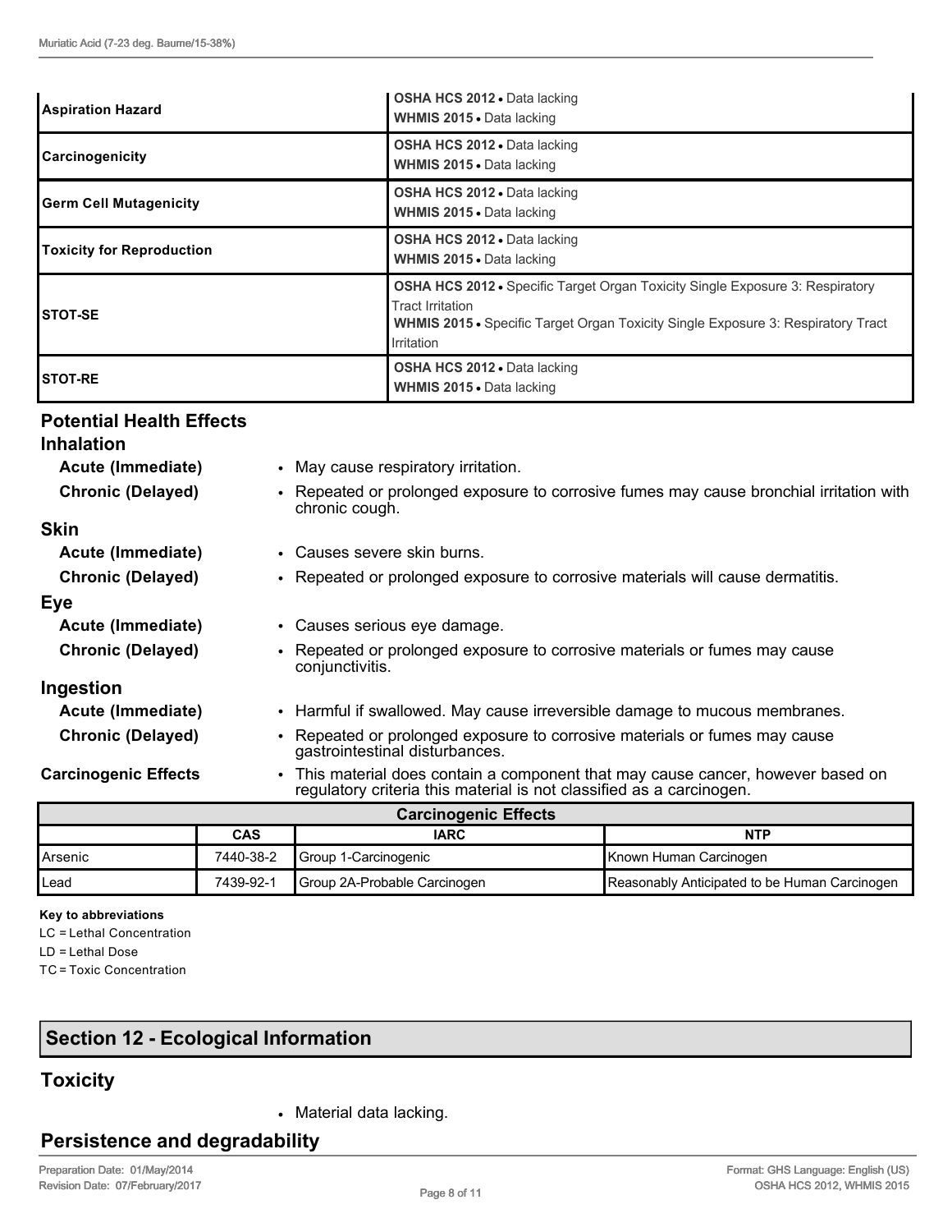| | |
|---|---|
| **Aspiration Hazard** | **OSHA HCS 2012** • Data lacking<br>**WHMIS 2015** • Data lacking |
| **Carcinogenicity** | **OSHA HCS 2012** • Data lacking<br>**WHMIS 2015** • Data lacking |
| **Germ Cell Mutagenicity** | **OSHA HCS 2012** • Data lacking<br>**WHMIS 2015** • Data lacking |
| **Toxicity for Reproduction** | **OSHA HCS 2012** • Data lacking<br>**WHMIS 2015** • Data lacking |
| **STOT-SE** | **OSHA HCS 2012** • Specific Target Organ Toxicity Single Exposure 3: Respiratory Tract Irritation<br>**WHMIS 2015** • Specific Target Organ Toxicity Single Exposure 3: Respiratory Tract Irritation |
| **STOT-RE** | **OSHA HCS 2012** • Data lacking<br>**WHMIS 2015** • Data lacking |

## Potential Health Effects

### Inhalation

**Acute (Immediate)**
- May cause respiratory irritation.

**Chronic (Delayed)**
- Repeated or prolonged exposure to corrosive fumes may cause bronchial irritation with chronic cough.

### Skin

**Acute (Immediate)**
- Causes severe skin burns.

**Chronic (Delayed)**
- Repeated or prolonged exposure to corrosive materials will cause dermatitis.

### Eye

**Acute (Immediate)**
- Causes serious eye damage.

**Chronic (Delayed)**
- Repeated or prolonged exposure to corrosive materials or fumes may cause conjunctivitis.

### Ingestion

**Acute (Immediate)**
- Harmful if swallowed. May cause irreversible damage to mucous membranes.

**Chronic (Delayed)**
- Repeated or prolonged exposure to corrosive materials or fumes may cause gastrointestinal disturbances.

**Carcinogenic Effects**
- This material does contain a component that may cause cancer, however based on regulatory criteria this material is not classified as a carcinogen.

| Carcinogenic Effects | | | |
|---|---|---|---|
| | **CAS** | **IARC** | **NTP** |
| Arsenic | 7440-38-2 | Group 1-Carcinogenic | Known Human Carcinogen |
| Lead | 7439-92-1 | Group 2A-Probable Carcinogen | Reasonably Anticipated to be Human Carcinogen |

**Key to abbreviations**

LC = Lethal Concentration
LD = Lethal Dose
TC = Toxic Concentration

## Section 12 - Ecological Information

### Toxicity

- Material data lacking.

### Persistence and degradability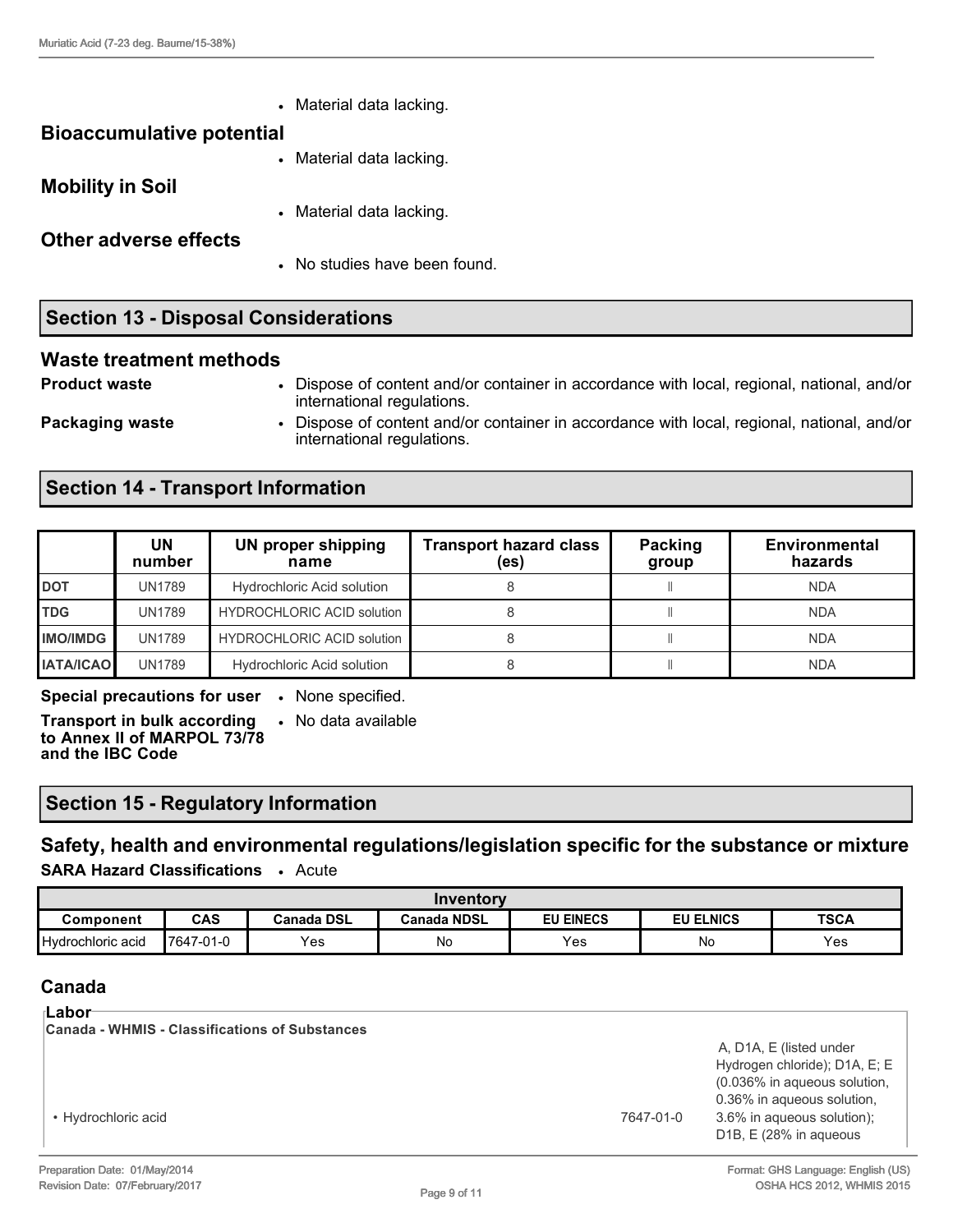- Material data lacking.

### Bioaccumulative potential

- Material data lacking.

### Mobility in Soil

- Material data lacking.

### Other adverse effects

- No studies have been found.

## Section 13 - Disposal Considerations

### Waste treatment methods

**Product waste**
- Dispose of content and/or container in accordance with local, regional, national, and/or international regulations.

**Packaging waste**
- Dispose of content and/or container in accordance with local, regional, national, and/or international regulations.

## Section 14 - Transport Information

| | UN number | UN proper shipping name | Transport hazard class (es) | Packing group | Environmental hazards |
|---|---|---|---|---|---|
| **DOT** | UN1789 | Hydrochloric Acid solution | 8 | II | NDA |
| **TDG** | UN1789 | HYDROCHLORIC ACID solution | 8 | II | NDA |
| **IMO/IMDG** | UN1789 | HYDROCHLORIC ACID solution | 8 | II | NDA |
| **IATA/ICAO** | UN1789 | Hydrochloric Acid solution | 8 | II | NDA |

**Special precautions for user**
- None specified.

**Transport in bulk according to Annex II of MARPOL 73/78 and the IBC Code**
- No data available

## Section 15 - Regulatory Information

### Safety, health and environmental regulations/legislation specific for the substance or mixture

**SARA Hazard Classifications**
- Acute

| Inventory | | | | | | |
|---|---|---|---|---|---|---|
| **Component** | **CAS** | **Canada DSL** | **Canada NDSL** | **EU EINECS** | **EU ELNICS** | **TSCA** |
| Hydrochloric acid | 7647-01-0 | Yes | No | Yes | No | Yes |

### Canada

**Labor**

**Canada - WHMIS - Classifications of Substances**

| | | |
|---|---|---|
| • Hydrochloric acid | 7647-01-0 | A, D1A, E (listed under Hydrogen chloride); D1A, E; E (0.036% in aqueous solution, 0.36% in aqueous solution, 3.6% in aqueous solution); D1B, E (28% in aqueous |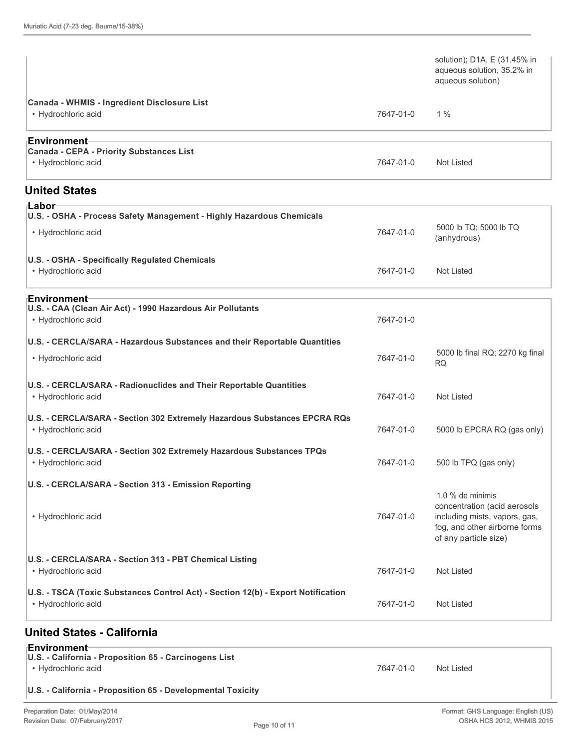| | | |
|---|---|---|
| | | solution); D1A, E (31.45% in aqueous solution, 35.2% in aqueous solution) |
| **Canada - WHMIS - Ingredient Disclosure List** | | |
| • Hydrochloric acid | 7647-01-0 | 1 % |

**Environment**

| | | |
|---|---|---|
| **Canada - CEPA - Priority Substances List** | | |
| • Hydrochloric acid | 7647-01-0 | Not Listed |

## United States

**Labor**

| | | |
|---|---|---|
| **U.S. - OSHA - Process Safety Management - Highly Hazardous Chemicals** | | |
| • Hydrochloric acid | 7647-01-0 | 5000 lb TQ; 5000 lb TQ (anhydrous) |
| **U.S. - OSHA - Specifically Regulated Chemicals** | | |
| • Hydrochloric acid | 7647-01-0 | Not Listed |

**Environment**

| | | |
|---|---|---|
| **U.S. - CAA (Clean Air Act) - 1990 Hazardous Air Pollutants** | | |
| • Hydrochloric acid | 7647-01-0 | |
| **U.S. - CERCLA/SARA - Hazardous Substances and their Reportable Quantities** | | |
| • Hydrochloric acid | 7647-01-0 | 5000 lb final RQ; 2270 kg final RQ |
| **U.S. - CERCLA/SARA - Radionuclides and Their Reportable Quantities** | | |
| • Hydrochloric acid | 7647-01-0 | Not Listed |
| **U.S. - CERCLA/SARA - Section 302 Extremely Hazardous Substances EPCRA RQs** | | |
| • Hydrochloric acid | 7647-01-0 | 5000 lb EPCRA RQ (gas only) |
| **U.S. - CERCLA/SARA - Section 302 Extremely Hazardous Substances TPQs** | | |
| • Hydrochloric acid | 7647-01-0 | 500 lb TPQ (gas only) |
| **U.S. - CERCLA/SARA - Section 313 - Emission Reporting** | | |
| • Hydrochloric acid | 7647-01-0 | 1.0 % de minimis concentration (acid aerosols including mists, vapors, gas, fog, and other airborne forms of any particle size) |
| **U.S. - CERCLA/SARA - Section 313 - PBT Chemical Listing** | | |
| • Hydrochloric acid | 7647-01-0 | Not Listed |
| **U.S. - TSCA (Toxic Substances Control Act) - Section 12(b) - Export Notification** | | |
| • Hydrochloric acid | 7647-01-0 | Not Listed |

## United States - California

**Environment**

| | | |
|---|---|---|
| **U.S. - California - Proposition 65 - Carcinogens List** | | |
| • Hydrochloric acid | 7647-01-0 | Not Listed |
| **U.S. - California - Proposition 65 - Developmental Toxicity** | | |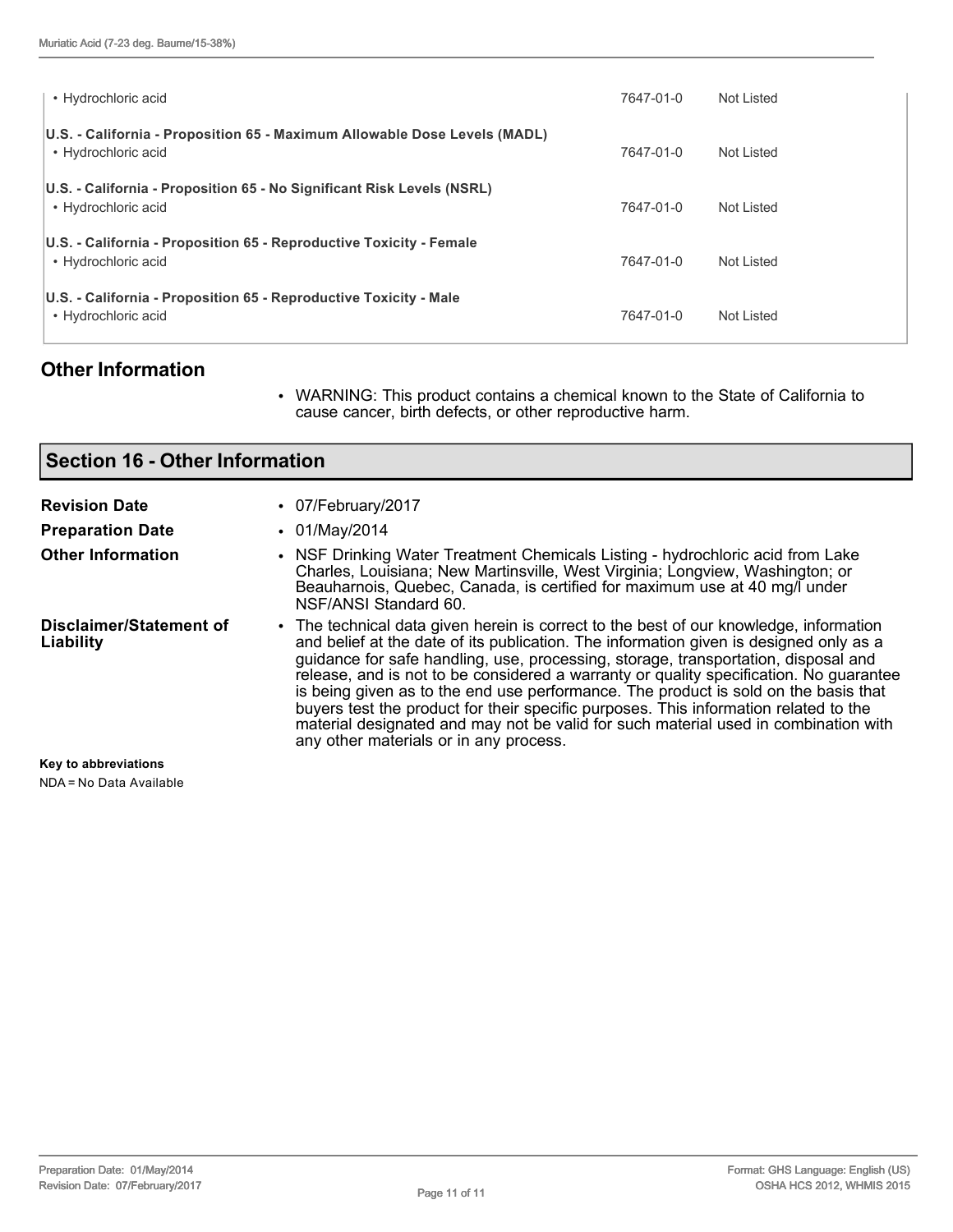| | | |
|---|---|---|
| • Hydrochloric acid | 7647-01-0 | Not Listed |
| **U.S. - California - Proposition 65 - Maximum Allowable Dose Levels (MADL)** | | |
| • Hydrochloric acid | 7647-01-0 | Not Listed |
| **U.S. - California - Proposition 65 - No Significant Risk Levels (NSRL)** | | |
| • Hydrochloric acid | 7647-01-0 | Not Listed |
| **U.S. - California - Proposition 65 - Reproductive Toxicity - Female** | | |
| • Hydrochloric acid | 7647-01-0 | Not Listed |
| **U.S. - California - Proposition 65 - Reproductive Toxicity - Male** | | |
| • Hydrochloric acid | 7647-01-0 | Not Listed |

## Other Information

- WARNING: This product contains a chemical known to the State of California to cause cancer, birth defects, or other reproductive harm.

## Section 16 - Other Information

**Revision Date**
- 07/February/2017

**Preparation Date**
- 01/May/2014

**Other Information**
- NSF Drinking Water Treatment Chemicals Listing - hydrochloric acid from Lake Charles, Louisiana; New Martinsville, West Virginia; Longview, Washington; or Beauharnois, Quebec, Canada, is certified for maximum use at 40 mg/l under NSF/ANSI Standard 60.

**Disclaimer/Statement of Liability**
- The technical data given herein is correct to the best of our knowledge, information and belief at the date of its publication. The information given is designed only as a guidance for safe handling, use, processing, storage, transportation, disposal and release, and is not to be considered a warranty or quality specification. No guarantee is being given as to the end use performance. The product is sold on the basis that buyers test the product for their specific purposes. This information related to the material designated and may not be valid for such material used in combination with any other materials or in any process.

**Key to abbreviations**

NDA = No Data Available